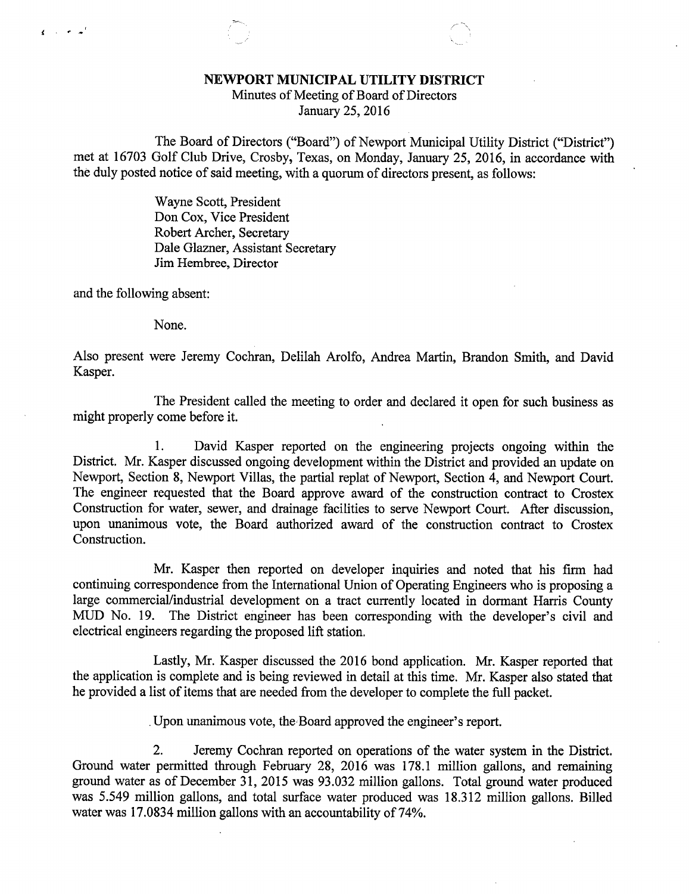# NEWPORT MUNICIPAL UTILITY DISTRICT

Minutes of Meeting of Board of Directors
January 25, 2016

The Board of Directors ("Board") of Newport Municipal Utility District ("District") met at 16703 Golf Club Drive, Crosby, Texas, on Monday, January 25, 2016, in accordance with the duly posted notice of said meeting, with a quorum of directors present, as follows:

Wayne Scott, President
Don Cox, Vice President
Robert Archer, Secretary
Dale Glazner, Assistant Secretary
Jim Hembree, Director

and the following absent:

None.

Also present were Jeremy Cochran, Delilah Arolfo, Andrea Martin, Brandon Smith, and David Kasper.

The President called the meeting to order and declared it open for such business as might properly come before it.

1. David Kasper reported on the engineering projects ongoing within the District. Mr. Kasper discussed ongoing development within the District and provided an update on Newport, Section 8, Newport Villas, the partial replat of Newport, Section 4, and Newport Court. The engineer requested that the Board approve award of the construction contract to Crostex Construction for water, sewer, and drainage facilities to serve Newport Court. After discussion, upon unanimous vote, the Board authorized award of the construction contract to Crostex Construction.

Mr. Kasper then reported on developer inquiries and noted that his firm had continuing correspondence from the International Union of Operating Engineers who is proposing a large commercial/industrial development on a tract currently located in dormant Harris County MUD No. 19. The District engineer has been corresponding with the developer's civil and electrical engineers regarding the proposed lift station.

Lastly, Mr. Kasper discussed the 2016 bond application. Mr. Kasper reported that the application is complete and is being reviewed in detail at this time. Mr. Kasper also stated that he provided a list of items that are needed from the developer to complete the full packet.

Upon unanimous vote, the Board approved the engineer's report.

2. Jeremy Cochran reported on operations of the water system in the District. Ground water permitted through February 28, 2016 was 178.1 million gallons, and remaining ground water as of December 31, 2015 was 93.032 million gallons. Total ground water produced was 5.549 million gallons, and total surface water produced was 18.312 million gallons. Billed water was 17.0834 million gallons with an accountability of 74%.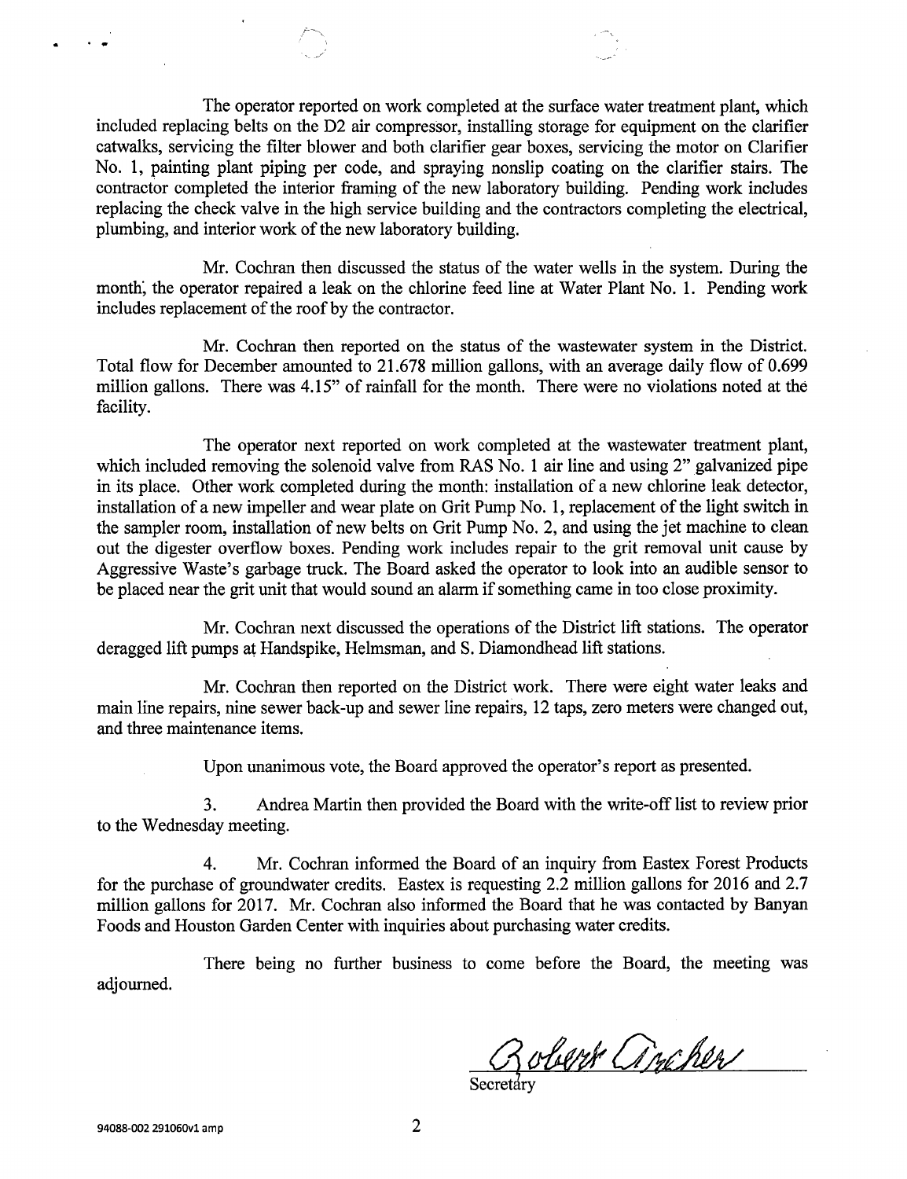The operator reported on work completed at the surface water treatment plant, which included replacing belts on the D2 air compressor, installing storage for equipment on the clarifier catwalks, servicing the filter blower and both clarifier gear boxes, servicing the motor on Clarifier No. 1, painting plant piping per code, and spraying nonslip coating on the clarifier stairs. The contractor completed the interior framing of the new laboratory building. Pending work includes replacing the check valve in the high service building and the contractors completing the electrical, plumbing, and interior work of the new laboratory building.

Mr. Cochran then discussed the status of the water wells in the system. During the month, the operator repaired a leak on the chlorine feed line at Water Plant No. 1. Pending work includes replacement of the roof by the contractor.

Mr. Cochran then reported on the status of the wastewater system in the District. Total flow for December amounted to 21.678 million gallons, with an average daily flow of 0.699 million gallons. There was 4.15" of rainfall for the month. There were no violations noted at the facility.

The operator next reported on work completed at the wastewater treatment plant, which included removing the solenoid valve from RAS No. 1 air line and using 2" galvanized pipe in its place. Other work completed during the month: installation of a new chlorine leak detector, installation of a new impeller and wear plate on Grit Pump No. 1, replacement of the light switch in the sampler room, installation of new belts on Grit Pump No. 2, and using the jet machine to clean out the digester overflow boxes. Pending work includes repair to the grit removal unit cause by Aggressive Waste's garbage truck. The Board asked the operator to look into an audible sensor to be placed near the grit unit that would sound an alarm if something came in too close proximity.

Mr. Cochran next discussed the operations of the District lift stations. The operator deragged lift pumps at Handspike, Helmsman, and S. Diamondhead lift stations.

Mr. Cochran then reported on the District work. There were eight water leaks and main line repairs, nine sewer back-up and sewer line repairs, 12 taps, zero meters were changed out, and three maintenance items.

Upon unanimous vote, the Board approved the operator's report as presented.

3. Andrea Martin then provided the Board with the write-off list to review prior to the Wednesday meeting.

4. Mr. Cochran informed the Board of an inquiry from Eastex Forest Products for the purchase of groundwater credits. Eastex is requesting 2.2 million gallons for 2016 and 2.7 million gallons for 2017. Mr. Cochran also informed the Board that he was contacted by Banyan Foods and Houston Garden Center with inquiries about purchasing water credits.

There being no further business to come before the Board, the meeting was adjourned.

Robert Archer

Secretary

94088-002 291060v1 amp